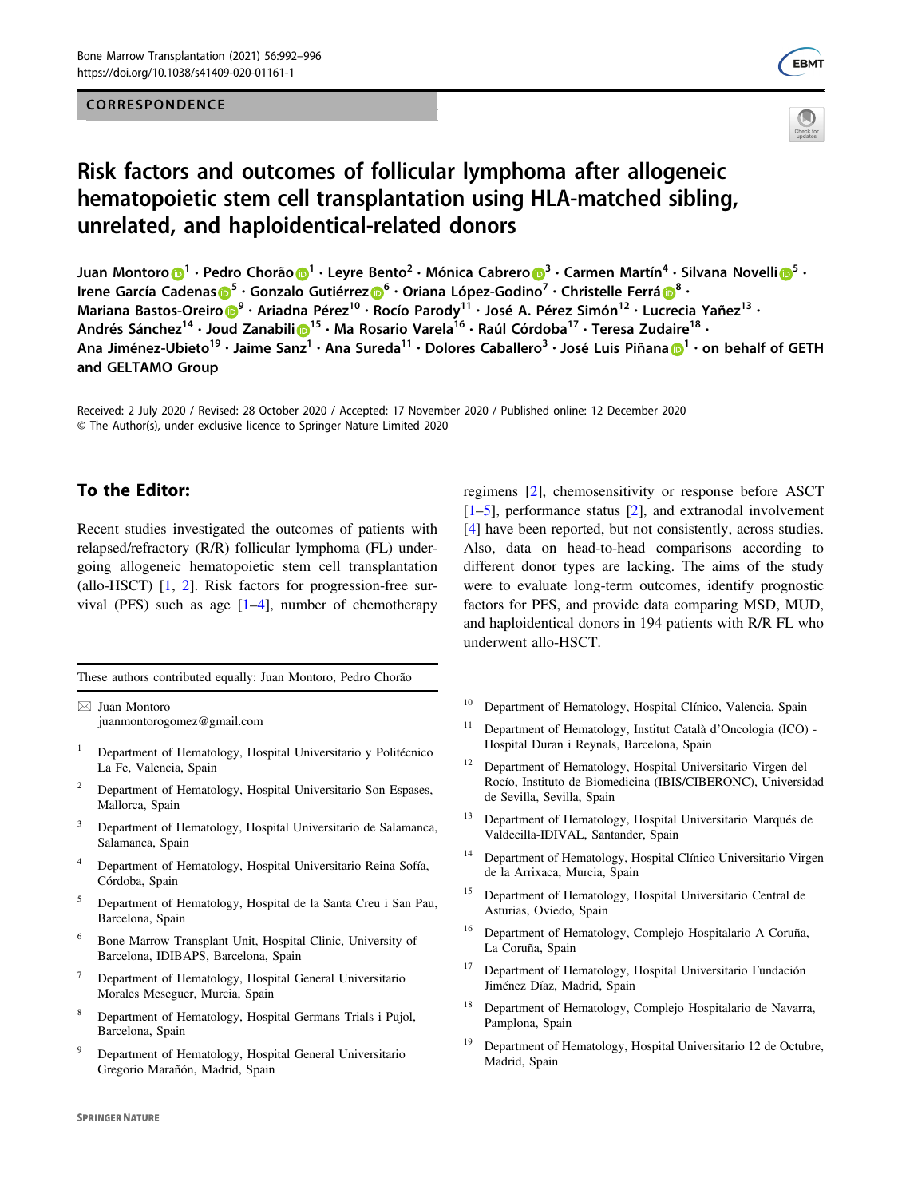CORRESPONDENCE

# Risk factors and outcomes of follicular lymphoma after allogeneic hematopoietic stem cell transplantation using HLA-matched sibling, unrelated, and haploidentical-related donors

Juan Montoro[1] · Pedro Chorão[1] · Leyre Bento[2] · Mónica Cabrero[3] · Carmen Martín[4] · Silvana Novelli[5] · Irene García Cadenas[5] · Gonzalo Gutiérrez[6] · Oriana López-Godino[7] · Christelle Ferrá[8] · Mariana Bastos-Oreiro[9] · Ariadna Pérez[10] · Rocío Parody[11] · José A. Pérez Simón[12] · Lucrecia Yañez[13] · Andrés Sánchez[14] · Joud Zanabili[15] · Ma Rosario Varela[16] · Raúl Córdoba[17] · Teresa Zudaire[18] · Ana Jiménez-Ubieto[19] · Jaime Sanz[1] · Ana Sureda[11] · Dolores Caballero[3] · José Luis Piñana[1] · on behalf of GETH and GELTAMO Group

Received: 2 July 2020 / Revised: 28 October 2020 / Accepted: 17 November 2020 / Published online: 12 December 2020
© The Author(s), under exclusive licence to Springer Nature Limited 2020

## To the Editor:

Recent studies investigated the outcomes of patients with relapsed/refractory (R/R) follicular lymphoma (FL) undergoing allogeneic hematopoietic stem cell transplantation (allo-HSCT) [1, 2]. Risk factors for progression-free survival (PFS) such as age [1–4], number of chemotherapy regimens [2], chemosensitivity or response before ASCT [1–5], performance status [2], and extranodal involvement [4] have been reported, but not consistently, across studies. Also, data on head-to-head comparisons according to different donor types are lacking. The aims of the study were to evaluate long-term outcomes, identify prognostic factors for PFS, and provide data comparing MSD, MUD, and haploidentical donors in 194 patients with R/R FL who underwent allo-HSCT.

These authors contributed equally: Juan Montoro, Pedro Chorão

✉ Juan Montoro
juanmontorogomez@gmail.com

1. Department of Hematology, Hospital Universitario y Politécnico La Fe, Valencia, Spain
2. Department of Hematology, Hospital Universitario Son Espases, Mallorca, Spain
3. Department of Hematology, Hospital Universitario de Salamanca, Salamanca, Spain
4. Department of Hematology, Hospital Universitario Reina Sofía, Córdoba, Spain
5. Department of Hematology, Hospital de la Santa Creu i San Pau, Barcelona, Spain
6. Bone Marrow Transplant Unit, Hospital Clinic, University of Barcelona, IDIBAPS, Barcelona, Spain
7. Department of Hematology, Hospital General Universitario Morales Meseguer, Murcia, Spain
8. Department of Hematology, Hospital Germans Trials i Pujol, Barcelona, Spain
9. Department of Hematology, Hospital General Universitario Gregorio Marañón, Madrid, Spain
10. Department of Hematology, Hospital Clínico, Valencia, Spain
11. Department of Hematology, Institut Català d'Oncologia (ICO) - Hospital Duran i Reynals, Barcelona, Spain
12. Department of Hematology, Hospital Universitario Virgen del Rocío, Instituto de Biomedicina (IBIS/CIBERONC), Universidad de Sevilla, Sevilla, Spain
13. Department of Hematology, Hospital Universitario Marqués de Valdecilla-IDIVAL, Santander, Spain
14. Department of Hematology, Hospital Clínico Universitario Virgen de la Arrixaca, Murcia, Spain
15. Department of Hematology, Hospital Universitario Central de Asturias, Oviedo, Spain
16. Department of Hematology, Complejo Hospitalario A Coruña, La Coruña, Spain
17. Department of Hematology, Hospital Universitario Fundación Jiménez Díaz, Madrid, Spain
18. Department of Hematology, Complejo Hospitalario de Navarra, Pamplona, Spain
19. Department of Hematology, Hospital Universitario 12 de Octubre, Madrid, Spain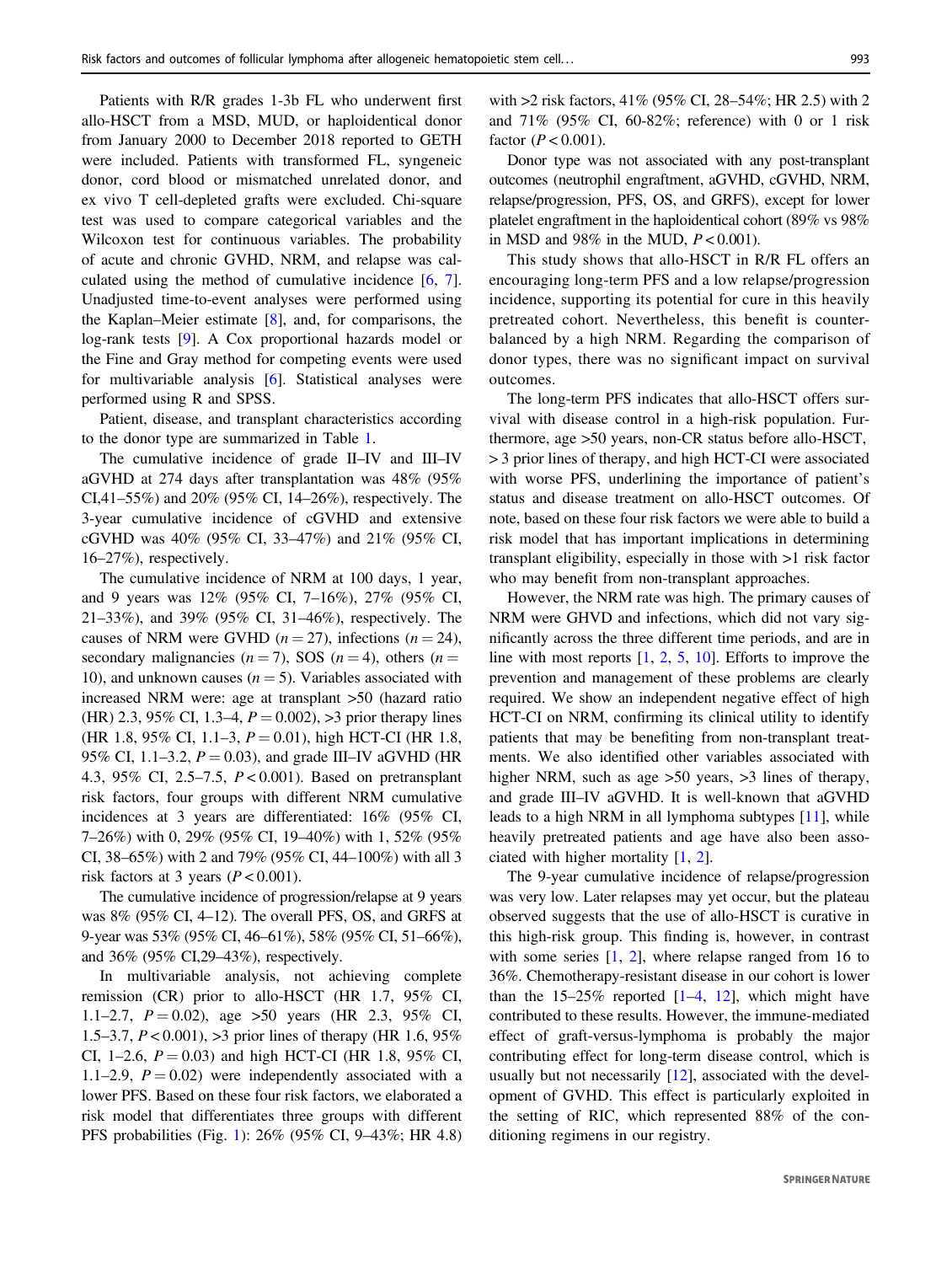Patients with R/R grades 1-3b FL who underwent first allo-HSCT from a MSD, MUD, or haploidentical donor from January 2000 to December 2018 reported to GETH were included. Patients with transformed FL, syngeneic donor, cord blood or mismatched unrelated donor, and ex vivo T cell-depleted grafts were excluded. Chi-square test was used to compare categorical variables and the Wilcoxon test for continuous variables. The probability of acute and chronic GVHD, NRM, and relapse was calculated using the method of cumulative incidence [6, 7]. Unadjusted time-to-event analyses were performed using the Kaplan–Meier estimate [8], and, for comparisons, the log-rank tests [9]. A Cox proportional hazards model or the Fine and Gray method for competing events were used for multivariable analysis [6]. Statistical analyses were performed using R and SPSS.

Patient, disease, and transplant characteristics according to the donor type are summarized in Table 1.

The cumulative incidence of grade II–IV and III–IV aGVHD at 274 days after transplantation was 48% (95% CI,41–55%) and 20% (95% CI, 14–26%), respectively. The 3-year cumulative incidence of cGVHD and extensive cGVHD was 40% (95% CI, 33–47%) and 21% (95% CI, 16–27%), respectively.

The cumulative incidence of NRM at 100 days, 1 year, and 9 years was 12% (95% CI, 7–16%), 27% (95% CI, 21–33%), and 39% (95% CI, 31–46%), respectively. The causes of NRM were GVHD ($n = 27$), infections ($n = 24$), secondary malignancies ($n = 7$), SOS ($n = 4$), others ($n = 10$), and unknown causes ($n = 5$). Variables associated with increased NRM were: age at transplant >50 (hazard ratio (HR) 2.3, 95% CI, 1.3–4, $P = 0.002$), >3 prior therapy lines (HR 1.8, 95% CI, 1.1–3, $P = 0.01$), high HCT-CI (HR 1.8, 95% CI, 1.1–3.2, $P = 0.03$), and grade III–IV aGVHD (HR 4.3, 95% CI, 2.5–7.5, $P < 0.001$). Based on pretransplant risk factors, four groups with different NRM cumulative incidences at 3 years are differentiated: 16% (95% CI, 7–26%) with 0, 29% (95% CI, 19–40%) with 1, 52% (95% CI, 38–65%) with 2 and 79% (95% CI, 44–100%) with all 3 risk factors at 3 years ($P < 0.001$).

The cumulative incidence of progression/relapse at 9 years was 8% (95% CI, 4–12). The overall PFS, OS, and GRFS at 9-year was 53% (95% CI, 46–61%), 58% (95% CI, 51–66%), and 36% (95% CI,29–43%), respectively.

In multivariable analysis, not achieving complete remission (CR) prior to allo-HSCT (HR 1.7, 95% CI, 1.1–2.7, $P = 0.02$), age >50 years (HR 2.3, 95% CI, 1.5–3.7, $P < 0.001$), >3 prior lines of therapy (HR 1.6, 95% CI, 1–2.6, $P = 0.03$) and high HCT-CI (HR 1.8, 95% CI, 1.1–2.9, $P = 0.02$) were independently associated with a lower PFS. Based on these four risk factors, we elaborated a risk model that differentiates three groups with different PFS probabilities (Fig. 1): 26% (95% CI, 9–43%; HR 4.8) with >2 risk factors, 41% (95% CI, 28–54%; HR 2.5) with 2 and 71% (95% CI, 60-82%; reference) with 0 or 1 risk factor ($P < 0.001$).

Donor type was not associated with any post-transplant outcomes (neutrophil engraftment, aGVHD, cGVHD, NRM, relapse/progression, PFS, OS, and GRFS), except for lower platelet engraftment in the haploidentical cohort (89% vs 98% in MSD and 98% in the MUD, $P < 0.001$).

This study shows that allo-HSCT in R/R FL offers an encouraging long-term PFS and a low relapse/progression incidence, supporting its potential for cure in this heavily pretreated cohort. Nevertheless, this benefit is counterbalanced by a high NRM. Regarding the comparison of donor types, there was no significant impact on survival outcomes.

The long-term PFS indicates that allo-HSCT offers survival with disease control in a high-risk population. Furthermore, age >50 years, non-CR status before allo-HSCT, > 3 prior lines of therapy, and high HCT-CI were associated with worse PFS, underlining the importance of patient's status and disease treatment on allo-HSCT outcomes. Of note, based on these four risk factors we were able to build a risk model that has important implications in determining transplant eligibility, especially in those with >1 risk factor who may benefit from non-transplant approaches.

However, the NRM rate was high. The primary causes of NRM were GHVD and infections, which did not vary significantly across the three different time periods, and are in line with most reports [1, 2, 5, 10]. Efforts to improve the prevention and management of these problems are clearly required. We show an independent negative effect of high HCT-CI on NRM, confirming its clinical utility to identify patients that may be benefiting from non-transplant treatments. We also identified other variables associated with higher NRM, such as age >50 years, >3 lines of therapy, and grade III–IV aGVHD. It is well-known that aGVHD leads to a high NRM in all lymphoma subtypes [11], while heavily pretreated patients and age have also been associated with higher mortality [1, 2].

The 9-year cumulative incidence of relapse/progression was very low. Later relapses may yet occur, but the plateau observed suggests that the use of allo-HSCT is curative in this high-risk group. This finding is, however, in contrast with some series [1, 2], where relapse ranged from 16 to 36%. Chemotherapy-resistant disease in our cohort is lower than the 15–25% reported [1–4, 12], which might have contributed to these results. However, the immune-mediated effect of graft-versus-lymphoma is probably the major contributing effect for long-term disease control, which is usually but not necessarily [12], associated with the development of GVHD. This effect is particularly exploited in the setting of RIC, which represented 88% of the conditioning regimens in our registry.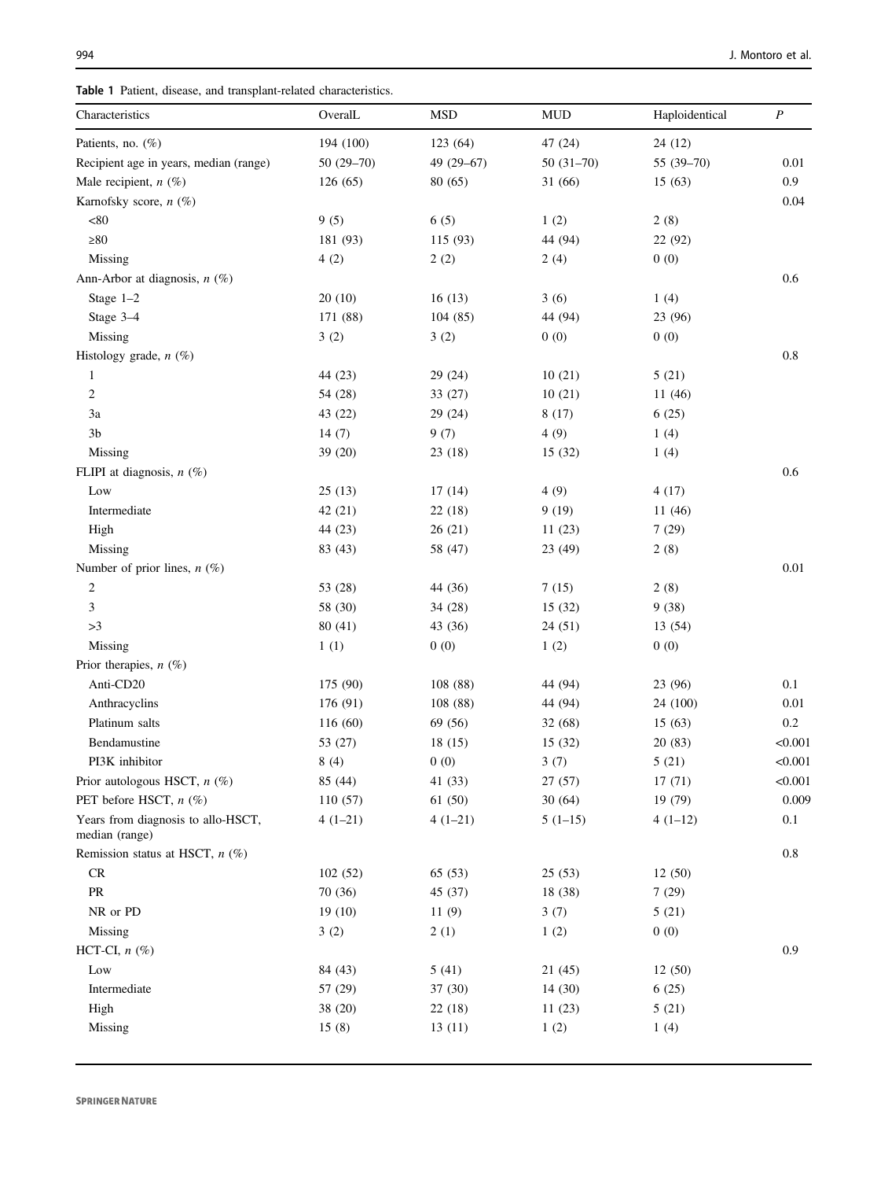**Table 1** Patient, disease, and transplant-related characteristics.

| Characteristics | OveralL | MSD | MUD | Haploidentical | *P* |
|---|---|---|---|---|---|
| Patients, no. (%) | 194 (100) | 123 (64) | 47 (24) | 24 (12) | |
| Recipient age in years, median (range) | 50 (29–70) | 49 (29–67) | 50 (31–70) | 55 (39–70) | 0.01 |
| Male recipient, *n* (%) | 126 (65) | 80 (65) | 31 (66) | 15 (63) | 0.9 |
| Karnofsky score, *n* (%) | | | | | 0.04 |
| <80 | 9 (5) | 6 (5) | 1 (2) | 2 (8) | |
| ≥80 | 181 (93) | 115 (93) | 44 (94) | 22 (92) | |
| Missing | 4 (2) | 2 (2) | 2 (4) | 0 (0) | |
| Ann-Arbor at diagnosis, *n* (%) | | | | | 0.6 |
| Stage 1–2 | 20 (10) | 16 (13) | 3 (6) | 1 (4) | |
| Stage 3–4 | 171 (88) | 104 (85) | 44 (94) | 23 (96) | |
| Missing | 3 (2) | 3 (2) | 0 (0) | 0 (0) | |
| Histology grade, *n* (%) | | | | | 0.8 |
| 1 | 44 (23) | 29 (24) | 10 (21) | 5 (21) | |
| 2 | 54 (28) | 33 (27) | 10 (21) | 11 (46) | |
| 3a | 43 (22) | 29 (24) | 8 (17) | 6 (25) | |
| 3b | 14 (7) | 9 (7) | 4 (9) | 1 (4) | |
| Missing | 39 (20) | 23 (18) | 15 (32) | 1 (4) | |
| FLIPI at diagnosis, *n* (%) | | | | | 0.6 |
| Low | 25 (13) | 17 (14) | 4 (9) | 4 (17) | |
| Intermediate | 42 (21) | 22 (18) | 9 (19) | 11 (46) | |
| High | 44 (23) | 26 (21) | 11 (23) | 7 (29) | |
| Missing | 83 (43) | 58 (47) | 23 (49) | 2 (8) | |
| Number of prior lines, *n* (%) | | | | | 0.01 |
| 2 | 53 (28) | 44 (36) | 7 (15) | 2 (8) | |
| 3 | 58 (30) | 34 (28) | 15 (32) | 9 (38) | |
| >3 | 80 (41) | 43 (36) | 24 (51) | 13 (54) | |
| Missing | 1 (1) | 0 (0) | 1 (2) | 0 (0) | |
| Prior therapies, *n* (%) | | | | | |
| Anti-CD20 | 175 (90) | 108 (88) | 44 (94) | 23 (96) | 0.1 |
| Anthracyclins | 176 (91) | 108 (88) | 44 (94) | 24 (100) | 0.01 |
| Platinum salts | 116 (60) | 69 (56) | 32 (68) | 15 (63) | 0.2 |
| Bendamustine | 53 (27) | 18 (15) | 15 (32) | 20 (83) | <0.001 |
| PI3K inhibitor | 8 (4) | 0 (0) | 3 (7) | 5 (21) | <0.001 |
| Prior autologous HSCT, *n* (%) | 85 (44) | 41 (33) | 27 (57) | 17 (71) | <0.001 |
| PET before HSCT, *n* (%) | 110 (57) | 61 (50) | 30 (64) | 19 (79) | 0.009 |
| Years from diagnosis to allo-HSCT, median (range) | 4 (1–21) | 4 (1–21) | 5 (1–15) | 4 (1–12) | 0.1 |
| Remission status at HSCT, *n* (%) | | | | | 0.8 |
| CR | 102 (52) | 65 (53) | 25 (53) | 12 (50) | |
| PR | 70 (36) | 45 (37) | 18 (38) | 7 (29) | |
| NR or PD | 19 (10) | 11 (9) | 3 (7) | 5 (21) | |
| Missing | 3 (2) | 2 (1) | 1 (2) | 0 (0) | |
| HCT-CI, *n* (%) | | | | | 0.9 |
| Low | 84 (43) | 5 (41) | 21 (45) | 12 (50) | |
| Intermediate | 57 (29) | 37 (30) | 14 (30) | 6 (25) | |
| High | 38 (20) | 22 (18) | 11 (23) | 5 (21) | |
| Missing | 15 (8) | 13 (11) | 1 (2) | 1 (4) | |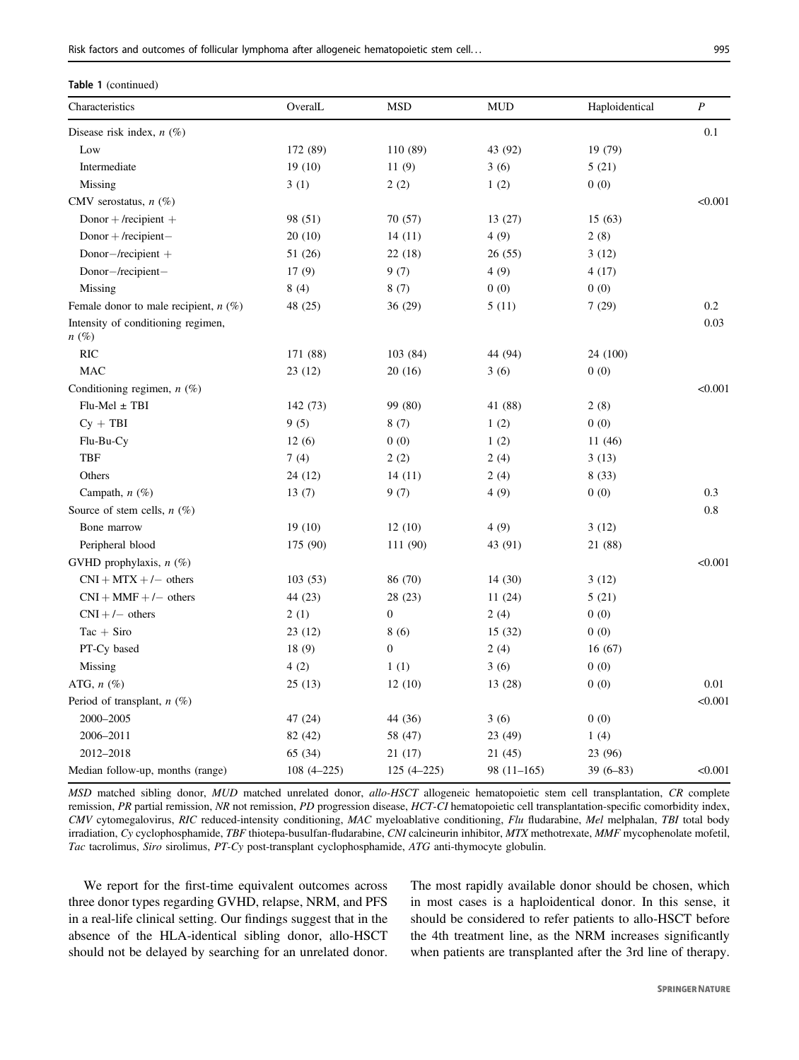**Table 1** (continued)

| Characteristics | OveralL | MSD | MUD | Haploidentical | *P* |
|---|---|---|---|---|---|
| Disease risk index, *n* (%) | | | | | 0.1 |
| Low | 172 (89) | 110 (89) | 43 (92) | 19 (79) | |
| Intermediate | 19 (10) | 11 (9) | 3 (6) | 5 (21) | |
| Missing | 3 (1) | 2 (2) | 1 (2) | 0 (0) | |
| CMV serostatus, *n* (%) | | | | | <0.001 |
| Donor + /recipient + | 98 (51) | 70 (57) | 13 (27) | 15 (63) | |
| Donor + /recipient− | 20 (10) | 14 (11) | 4 (9) | 2 (8) | |
| Donor−/recipient + | 51 (26) | 22 (18) | 26 (55) | 3 (12) | |
| Donor−/recipient− | 17 (9) | 9 (7) | 4 (9) | 4 (17) | |
| Missing | 8 (4) | 8 (7) | 0 (0) | 0 (0) | |
| Female donor to male recipient, *n* (%) | 48 (25) | 36 (29) | 5 (11) | 7 (29) | 0.2 |
| Intensity of conditioning regimen, *n* (%) | | | | | 0.03 |
| RIC | 171 (88) | 103 (84) | 44 (94) | 24 (100) | |
| MAC | 23 (12) | 20 (16) | 3 (6) | 0 (0) | |
| Conditioning regimen, *n* (%) | | | | | <0.001 |
| Flu-Mel ± TBI | 142 (73) | 99 (80) | 41 (88) | 2 (8) | |
| Cy + TBI | 9 (5) | 8 (7) | 1 (2) | 0 (0) | |
| Flu-Bu-Cy | 12 (6) | 0 (0) | 1 (2) | 11 (46) | |
| TBF | 7 (4) | 2 (2) | 2 (4) | 3 (13) | |
| Others | 24 (12) | 14 (11) | 2 (4) | 8 (33) | |
| Campath, *n* (%) | 13 (7) | 9 (7) | 4 (9) | 0 (0) | 0.3 |
| Source of stem cells, *n* (%) | | | | | 0.8 |
| Bone marrow | 19 (10) | 12 (10) | 4 (9) | 3 (12) | |
| Peripheral blood | 175 (90) | 111 (90) | 43 (91) | 21 (88) | |
| GVHD prophylaxis, *n* (%) | | | | | <0.001 |
| CNI + MTX + /− others | 103 (53) | 86 (70) | 14 (30) | 3 (12) | |
| CNI + MMF + /− others | 44 (23) | 28 (23) | 11 (24) | 5 (21) | |
| CNI + /− others | 2 (1) | 0 | 2 (4) | 0 (0) | |
| Tac + Siro | 23 (12) | 8 (6) | 15 (32) | 0 (0) | |
| PT-Cy based | 18 (9) | 0 | 2 (4) | 16 (67) | |
| Missing | 4 (2) | 1 (1) | 3 (6) | 0 (0) | |
| ATG, *n* (%) | 25 (13) | 12 (10) | 13 (28) | 0 (0) | 0.01 |
| Period of transplant, *n* (%) | | | | | <0.001 |
| 2000–2005 | 47 (24) | 44 (36) | 3 (6) | 0 (0) | |
| 2006–2011 | 82 (42) | 58 (47) | 23 (49) | 1 (4) | |
| 2012–2018 | 65 (34) | 21 (17) | 21 (45) | 23 (96) | |
| Median follow-up, months (range) | 108 (4–225) | 125 (4–225) | 98 (11–165) | 39 (6–83) | <0.001 |

*MSD* matched sibling donor, *MUD* matched unrelated donor, *allo-HSCT* allogeneic hematopoietic stem cell transplantation, *CR* complete remission, *PR* partial remission, *NR* not remission, *PD* progression disease, *HCT-CI* hematopoietic cell transplantation-specific comorbidity index, *CMV* cytomegalovirus, *RIC* reduced-intensity conditioning, *MAC* myeloablative conditioning, *Flu* fludarabine, *Mel* melphalan, *TBI* total body irradiation, *Cy* cyclophosphamide, *TBF* thiotepa-busulfan-fludarabine, *CNI* calcineurin inhibitor, *MTX* methotrexate, *MMF* mycophenolate mofetil, *Tac* tacrolimus, *Siro* sirolimus, *PT-Cy* post-transplant cyclophosphamide, *ATG* anti-thymocyte globulin.

We report for the first-time equivalent outcomes across three donor types regarding GVHD, relapse, NRM, and PFS in a real-life clinical setting. Our findings suggest that in the absence of the HLA-identical sibling donor, allo-HSCT should not be delayed by searching for an unrelated donor. The most rapidly available donor should be chosen, which in most cases is a haploidentical donor. In this sense, it should be considered to refer patients to allo-HSCT before the 4th treatment line, as the NRM increases significantly when patients are transplanted after the 3rd line of therapy.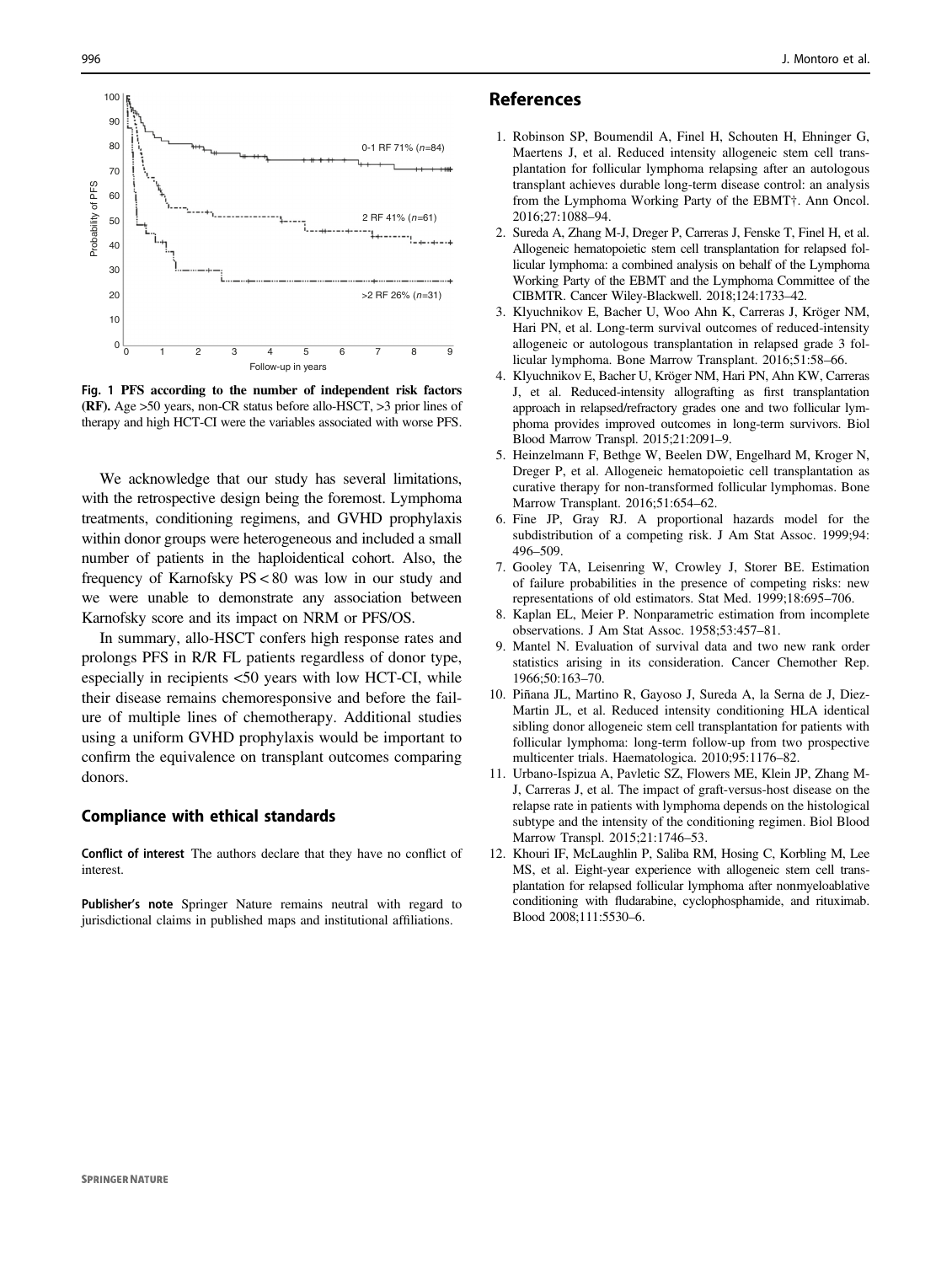100
90
80
70
60
50
40
30
20
10
0

Probability of PFS

0 1 2 3 4 5 6 7 8 9

Follow-up in years

0-1 RF 71% (n=84)

2 RF 41% (n=61)

>2 RF 26% (n=31)

**Fig. 1 PFS according to the number of independent risk factors (RF).** Age >50 years, non-CR status before allo-HSCT, >3 prior lines of therapy and high HCT-CI were the variables associated with worse PFS.

We acknowledge that our study has several limitations, with the retrospective design being the foremost. Lymphoma treatments, conditioning regimens, and GVHD prophylaxis within donor groups were heterogeneous and included a small number of patients in the haploidentical cohort. Also, the frequency of Karnofsky PS < 80 was low in our study and we were unable to demonstrate any association between Karnofsky score and its impact on NRM or PFS/OS.

In summary, allo-HSCT confers high response rates and prolongs PFS in R/R FL patients regardless of donor type, especially in recipients <50 years with low HCT-CI, while their disease remains chemoresponsive and before the failure of multiple lines of chemotherapy. Additional studies using a uniform GVHD prophylaxis would be important to confirm the equivalence on transplant outcomes comparing donors.

## Compliance with ethical standards

**Conflict of interest** The authors declare that they have no conflict of interest.

**Publisher's note** Springer Nature remains neutral with regard to jurisdictional claims in published maps and institutional affiliations.

## References

1. Robinson SP, Boumendil A, Finel H, Schouten H, Ehninger G, Maertens J, et al. Reduced intensity allogeneic stem cell transplantation for follicular lymphoma relapsing after an autologous transplant achieves durable long-term disease control: an analysis from the Lymphoma Working Party of the EBMT†. Ann Oncol. 2016;27:1088–94.
2. Sureda A, Zhang M-J, Dreger P, Carreras J, Fenske T, Finel H, et al. Allogeneic hematopoietic stem cell transplantation for relapsed follicular lymphoma: a combined analysis on behalf of the Lymphoma Working Party of the EBMT and the Lymphoma Committee of the CIBMTR. Cancer Wiley-Blackwell. 2018;124:1733–42.
3. Klyuchnikov E, Bacher U, Woo Ahn K, Carreras J, Kröger NM, Hari PN, et al. Long-term survival outcomes of reduced-intensity allogeneic or autologous transplantation in relapsed grade 3 follicular lymphoma. Bone Marrow Transplant. 2016;51:58–66.
4. Klyuchnikov E, Bacher U, Kröger NM, Hari PN, Ahn KW, Carreras J, et al. Reduced-intensity allografting as first transplantation approach in relapsed/refractory grades one and two follicular lymphoma provides improved outcomes in long-term survivors. Biol Blood Marrow Transpl. 2015;21:2091–9.
5. Heinzelmann F, Bethge W, Beelen DW, Engelhard M, Kroger N, Dreger P, et al. Allogeneic hematopoietic cell transplantation as curative therapy for non-transformed follicular lymphomas. Bone Marrow Transplant. 2016;51:654–62.
6. Fine JP, Gray RJ. A proportional hazards model for the subdistribution of a competing risk. J Am Stat Assoc. 1999;94: 496–509.
7. Gooley TA, Leisenring W, Crowley J, Storer BE. Estimation of failure probabilities in the presence of competing risks: new representations of old estimators. Stat Med. 1999;18:695–706.
8. Kaplan EL, Meier P. Nonparametric estimation from incomplete observations. J Am Stat Assoc. 1958;53:457–81.
9. Mantel N. Evaluation of survival data and two new rank order statistics arising in its consideration. Cancer Chemother Rep. 1966;50:163–70.
10. Piñana JL, Martino R, Gayoso J, Sureda A, la Serna de J, Diez-Martin JL, et al. Reduced intensity conditioning HLA identical sibling donor allogeneic stem cell transplantation for patients with follicular lymphoma: long-term follow-up from two prospective multicenter trials. Haematologica. 2010;95:1176–82.
11. Urbano-Ispizua A, Pavletic SZ, Flowers ME, Klein JP, Zhang M-J, Carreras J, et al. The impact of graft-versus-host disease on the relapse rate in patients with lymphoma depends on the histological subtype and the intensity of the conditioning regimen. Biol Blood Marrow Transpl. 2015;21:1746–53.
12. Khouri IF, McLaughlin P, Saliba RM, Hosing C, Korbling M, Lee MS, et al. Eight-year experience with allogeneic stem cell transplantation for relapsed follicular lymphoma after nonmyeloablative conditioning with fludarabine, cyclophosphamide, and rituximab. Blood 2008;111:5530–6.